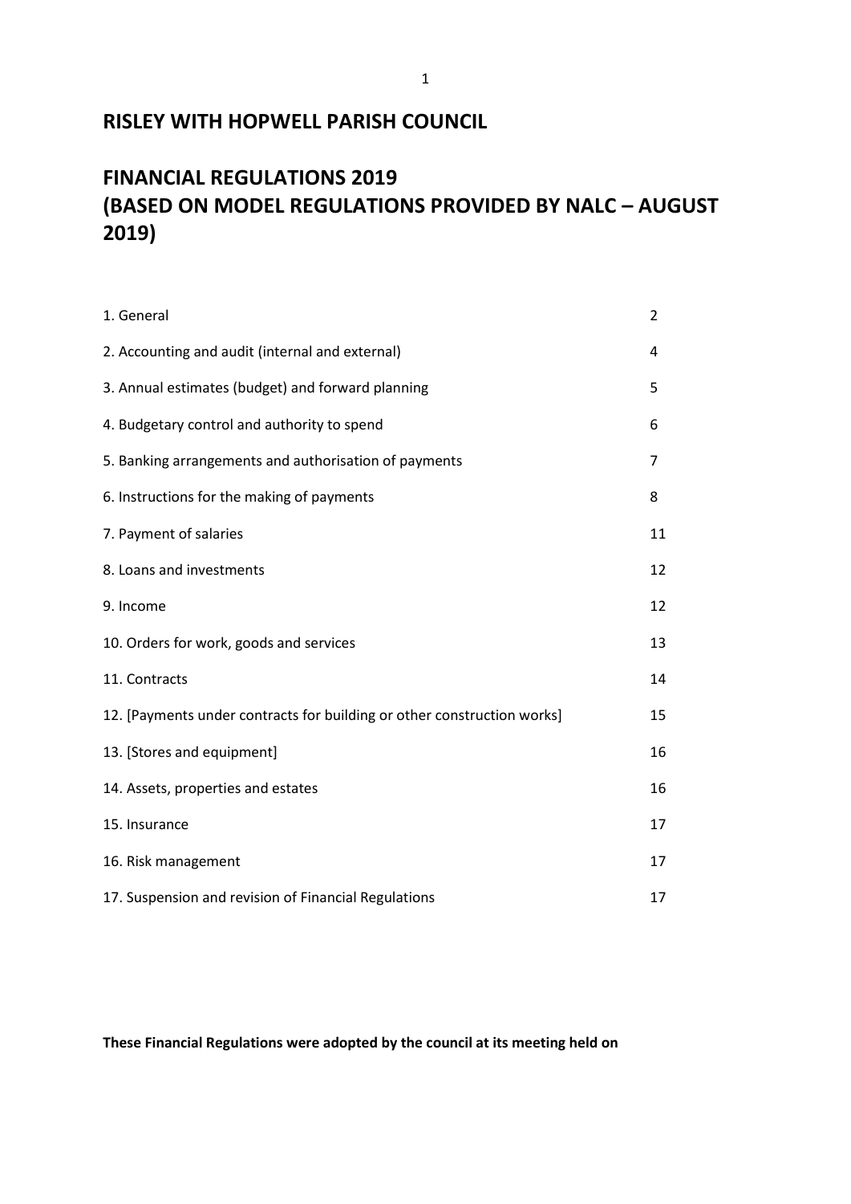# RISLEY WITH HOPWELL PARISH COUNCIL

# FINANCIAL REGULATIONS 2019 (BASED ON MODEL REGULATIONS PROVIDED BY NALC – AUGUST 2019)

| | |
|---|---|
| 1. General | 2 |
| 2. Accounting and audit (internal and external) | 4 |
| 3. Annual estimates (budget) and forward planning | 5 |
| 4. Budgetary control and authority to spend | 6 |
| 5. Banking arrangements and authorisation of payments | 7 |
| 6. Instructions for the making of payments | 8 |
| 7. Payment of salaries | 11 |
| 8. Loans and investments | 12 |
| 9. Income | 12 |
| 10. Orders for work, goods and services | 13 |
| 11. Contracts | 14 |
| 12. [Payments under contracts for building or other construction works] | 15 |
| 13. [Stores and equipment] | 16 |
| 14. Assets, properties and estates | 16 |
| 15. Insurance | 17 |
| 16. Risk management | 17 |
| 17. Suspension and revision of Financial Regulations | 17 |

**These Financial Regulations were adopted by the council at its meeting held on**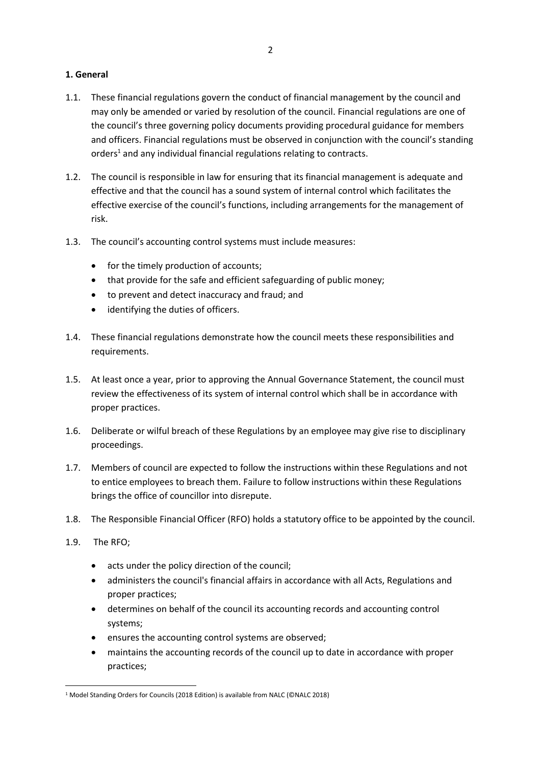## 1. General

1.1. These financial regulations govern the conduct of financial management by the council and may only be amended or varied by resolution of the council. Financial regulations are one of the council's three governing policy documents providing procedural guidance for members and officers. Financial regulations must be observed in conjunction with the council's standing orders[1] and any individual financial regulations relating to contracts.

1.2. The council is responsible in law for ensuring that its financial management is adequate and effective and that the council has a sound system of internal control which facilitates the effective exercise of the council's functions, including arrangements for the management of risk.

1.3. The council's accounting control systems must include measures:

- for the timely production of accounts;
- that provide for the safe and efficient safeguarding of public money;
- to prevent and detect inaccuracy and fraud; and
- identifying the duties of officers.

1.4. These financial regulations demonstrate how the council meets these responsibilities and requirements.

1.5. At least once a year, prior to approving the Annual Governance Statement, the council must review the effectiveness of its system of internal control which shall be in accordance with proper practices.

1.6. Deliberate or wilful breach of these Regulations by an employee may give rise to disciplinary proceedings.

1.7. Members of council are expected to follow the instructions within these Regulations and not to entice employees to breach them. Failure to follow instructions within these Regulations brings the office of councillor into disrepute.

1.8. The Responsible Financial Officer (RFO) holds a statutory office to be appointed by the council.

1.9. The RFO;

- acts under the policy direction of the council;
- administers the council's financial affairs in accordance with all Acts, Regulations and proper practices;
- determines on behalf of the council its accounting records and accounting control systems;
- ensures the accounting control systems are observed;
- maintains the accounting records of the council up to date in accordance with proper practices;

[1] Model Standing Orders for Councils (2018 Edition) is available from NALC (©NALC 2018)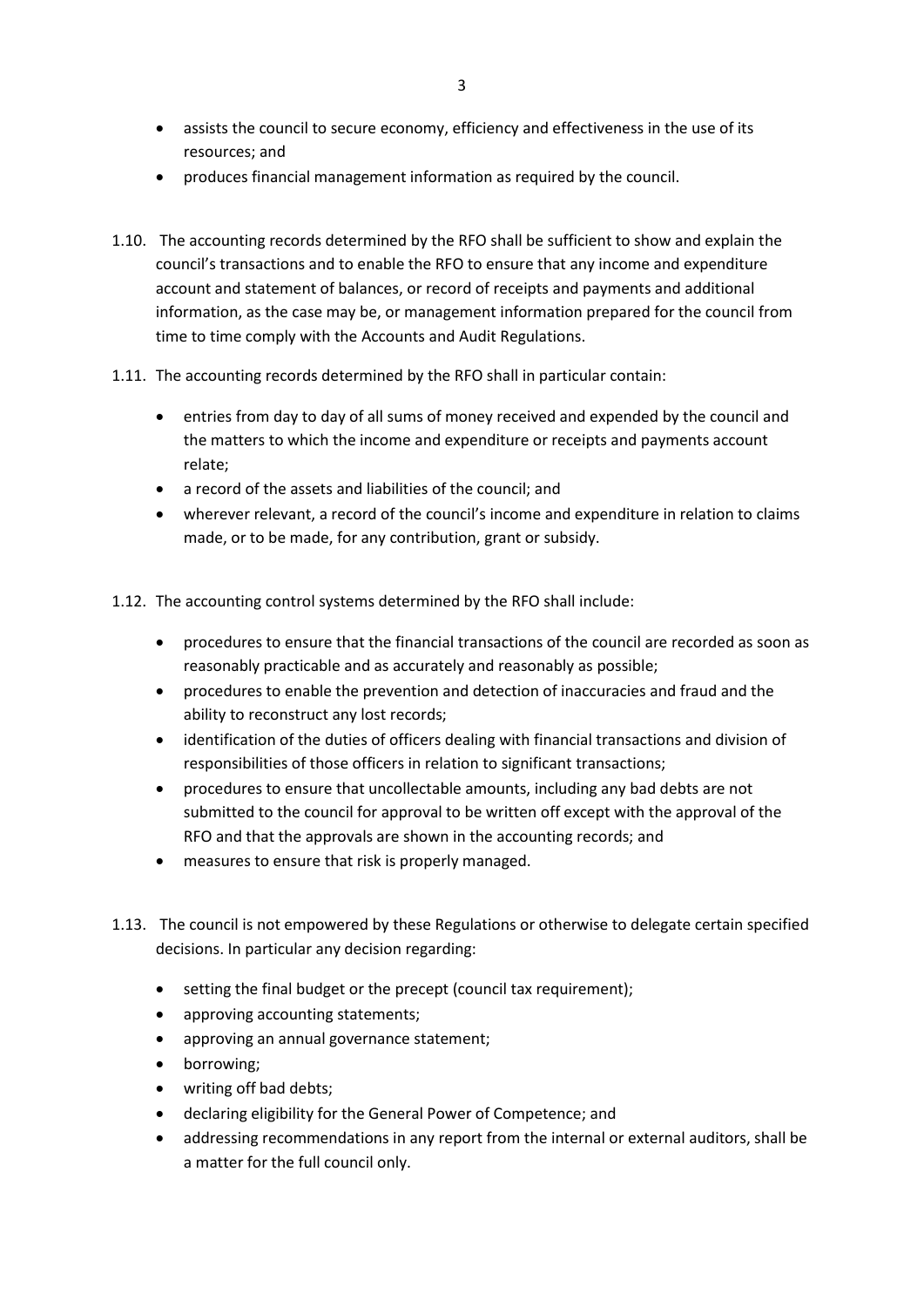- assists the council to secure economy, efficiency and effectiveness in the use of its resources; and
- produces financial management information as required by the council.

1.10. The accounting records determined by the RFO shall be sufficient to show and explain the council's transactions and to enable the RFO to ensure that any income and expenditure account and statement of balances, or record of receipts and payments and additional information, as the case may be, or management information prepared for the council from time to time comply with the Accounts and Audit Regulations.

1.11. The accounting records determined by the RFO shall in particular contain:

- entries from day to day of all sums of money received and expended by the council and the matters to which the income and expenditure or receipts and payments account relate;
- a record of the assets and liabilities of the council; and
- wherever relevant, a record of the council's income and expenditure in relation to claims made, or to be made, for any contribution, grant or subsidy.

1.12. The accounting control systems determined by the RFO shall include:

- procedures to ensure that the financial transactions of the council are recorded as soon as reasonably practicable and as accurately and reasonably as possible;
- procedures to enable the prevention and detection of inaccuracies and fraud and the ability to reconstruct any lost records;
- identification of the duties of officers dealing with financial transactions and division of responsibilities of those officers in relation to significant transactions;
- procedures to ensure that uncollectable amounts, including any bad debts are not submitted to the council for approval to be written off except with the approval of the RFO and that the approvals are shown in the accounting records; and
- measures to ensure that risk is properly managed.

1.13. The council is not empowered by these Regulations or otherwise to delegate certain specified decisions. In particular any decision regarding:

- setting the final budget or the precept (council tax requirement);
- approving accounting statements;
- approving an annual governance statement;
- borrowing;
- writing off bad debts;
- declaring eligibility for the General Power of Competence; and
- addressing recommendations in any report from the internal or external auditors, shall be a matter for the full council only.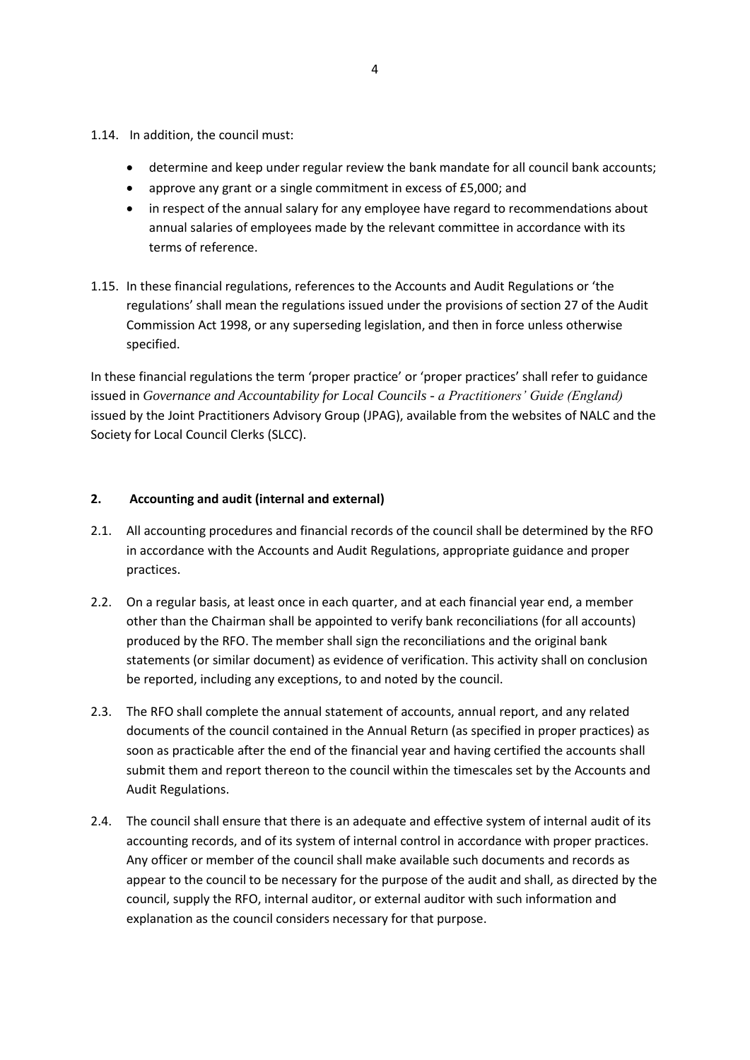1.14. In addition, the council must:

- determine and keep under regular review the bank mandate for all council bank accounts;
- approve any grant or a single commitment in excess of £5,000; and
- in respect of the annual salary for any employee have regard to recommendations about annual salaries of employees made by the relevant committee in accordance with its terms of reference.

1.15. In these financial regulations, references to the Accounts and Audit Regulations or 'the regulations' shall mean the regulations issued under the provisions of section 27 of the Audit Commission Act 1998, or any superseding legislation, and then in force unless otherwise specified.

In these financial regulations the term 'proper practice' or 'proper practices' shall refer to guidance issued in *Governance and Accountability for Local Councils - a Practitioners' Guide (England)* issued by the Joint Practitioners Advisory Group (JPAG), available from the websites of NALC and the Society for Local Council Clerks (SLCC).

## 2. Accounting and audit (internal and external)

2.1. All accounting procedures and financial records of the council shall be determined by the RFO in accordance with the Accounts and Audit Regulations, appropriate guidance and proper practices.

2.2. On a regular basis, at least once in each quarter, and at each financial year end, a member other than the Chairman shall be appointed to verify bank reconciliations (for all accounts) produced by the RFO. The member shall sign the reconciliations and the original bank statements (or similar document) as evidence of verification. This activity shall on conclusion be reported, including any exceptions, to and noted by the council.

2.3. The RFO shall complete the annual statement of accounts, annual report, and any related documents of the council contained in the Annual Return (as specified in proper practices) as soon as practicable after the end of the financial year and having certified the accounts shall submit them and report thereon to the council within the timescales set by the Accounts and Audit Regulations.

2.4. The council shall ensure that there is an adequate and effective system of internal audit of its accounting records, and of its system of internal control in accordance with proper practices. Any officer or member of the council shall make available such documents and records as appear to the council to be necessary for the purpose of the audit and shall, as directed by the council, supply the RFO, internal auditor, or external auditor with such information and explanation as the council considers necessary for that purpose.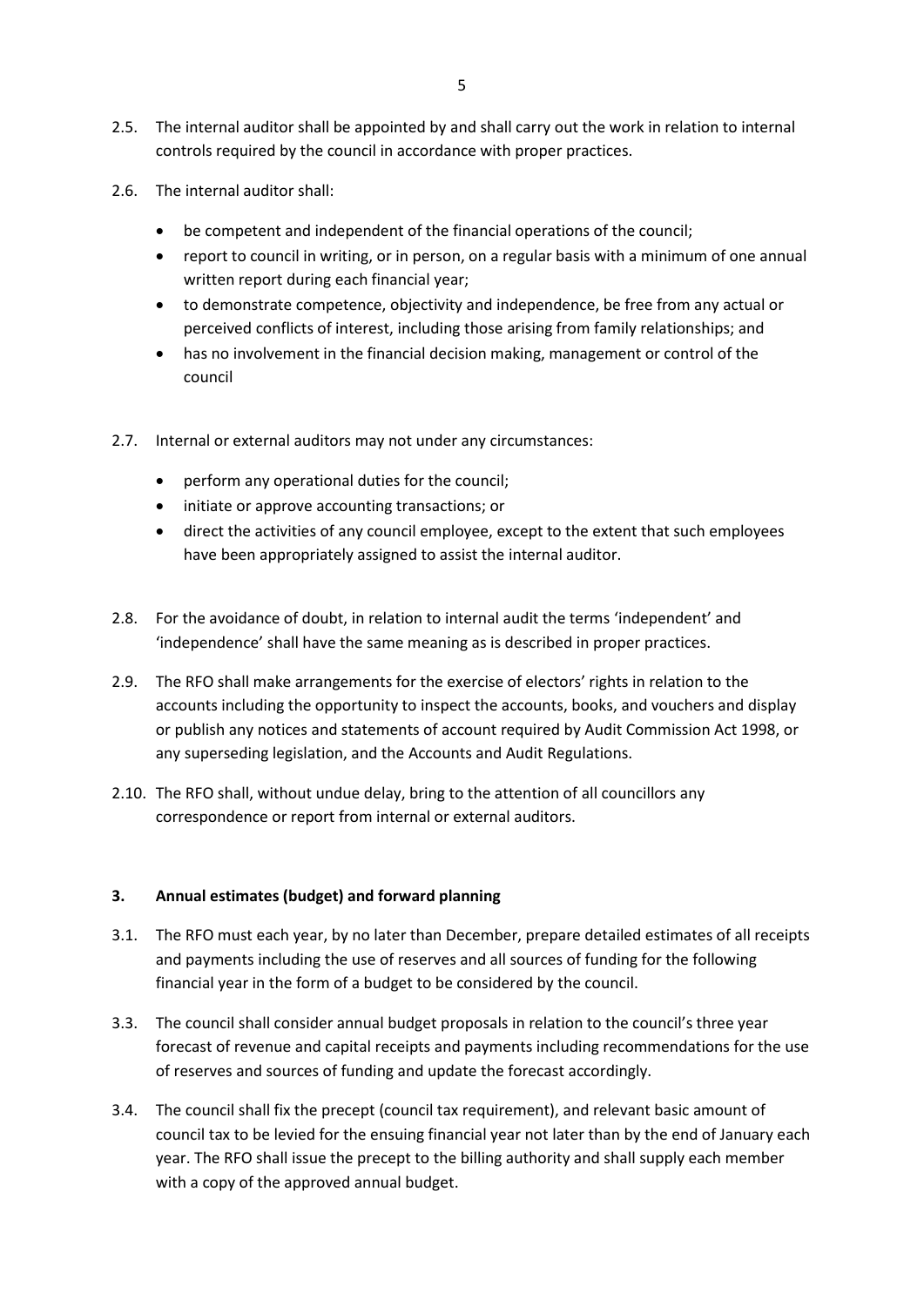2.5. The internal auditor shall be appointed by and shall carry out the work in relation to internal controls required by the council in accordance with proper practices.

2.6. The internal auditor shall:

- be competent and independent of the financial operations of the council;
- report to council in writing, or in person, on a regular basis with a minimum of one annual written report during each financial year;
- to demonstrate competence, objectivity and independence, be free from any actual or perceived conflicts of interest, including those arising from family relationships; and
- has no involvement in the financial decision making, management or control of the council

2.7. Internal or external auditors may not under any circumstances:

- perform any operational duties for the council;
- initiate or approve accounting transactions; or
- direct the activities of any council employee, except to the extent that such employees have been appropriately assigned to assist the internal auditor.

2.8. For the avoidance of doubt, in relation to internal audit the terms 'independent' and 'independence' shall have the same meaning as is described in proper practices.

2.9. The RFO shall make arrangements for the exercise of electors' rights in relation to the accounts including the opportunity to inspect the accounts, books, and vouchers and display or publish any notices and statements of account required by Audit Commission Act 1998, or any superseding legislation, and the Accounts and Audit Regulations.

2.10. The RFO shall, without undue delay, bring to the attention of all councillors any correspondence or report from internal or external auditors.

## 3. Annual estimates (budget) and forward planning

3.1. The RFO must each year, by no later than December, prepare detailed estimates of all receipts and payments including the use of reserves and all sources of funding for the following financial year in the form of a budget to be considered by the council.

3.3. The council shall consider annual budget proposals in relation to the council's three year forecast of revenue and capital receipts and payments including recommendations for the use of reserves and sources of funding and update the forecast accordingly.

3.4. The council shall fix the precept (council tax requirement), and relevant basic amount of council tax to be levied for the ensuing financial year not later than by the end of January each year. The RFO shall issue the precept to the billing authority and shall supply each member with a copy of the approved annual budget.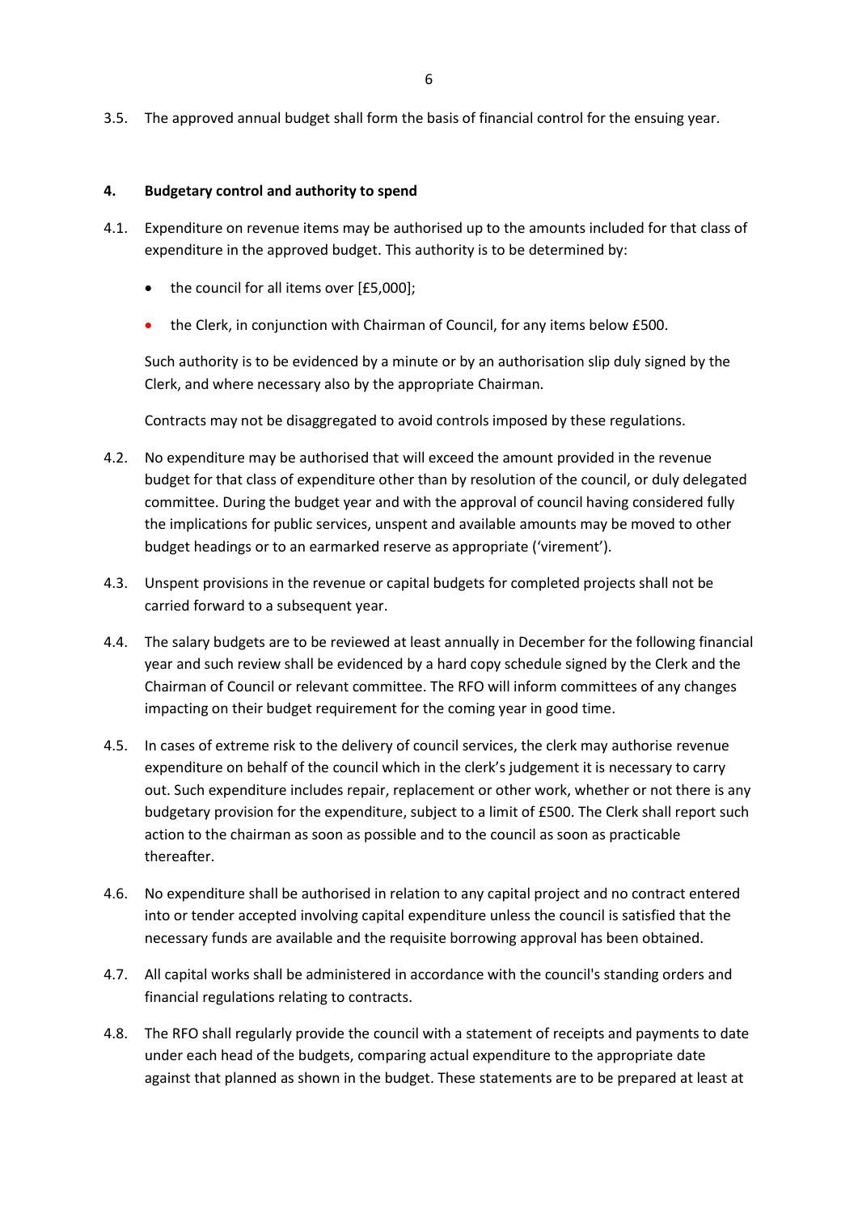3.5. The approved annual budget shall form the basis of financial control for the ensuing year.

## 4. Budgetary control and authority to spend

4.1. Expenditure on revenue items may be authorised up to the amounts included for that class of expenditure in the approved budget. This authority is to be determined by:

- the council for all items over [£5,000];
- the Clerk, in conjunction with Chairman of Council, for any items below £500.

Such authority is to be evidenced by a minute or by an authorisation slip duly signed by the Clerk, and where necessary also by the appropriate Chairman.

Contracts may not be disaggregated to avoid controls imposed by these regulations.

4.2. No expenditure may be authorised that will exceed the amount provided in the revenue budget for that class of expenditure other than by resolution of the council, or duly delegated committee. During the budget year and with the approval of council having considered fully the implications for public services, unspent and available amounts may be moved to other budget headings or to an earmarked reserve as appropriate ('virement').

4.3. Unspent provisions in the revenue or capital budgets for completed projects shall not be carried forward to a subsequent year.

4.4. The salary budgets are to be reviewed at least annually in December for the following financial year and such review shall be evidenced by a hard copy schedule signed by the Clerk and the Chairman of Council or relevant committee. The RFO will inform committees of any changes impacting on their budget requirement for the coming year in good time.

4.5. In cases of extreme risk to the delivery of council services, the clerk may authorise revenue expenditure on behalf of the council which in the clerk's judgement it is necessary to carry out. Such expenditure includes repair, replacement or other work, whether or not there is any budgetary provision for the expenditure, subject to a limit of £500. The Clerk shall report such action to the chairman as soon as possible and to the council as soon as practicable thereafter.

4.6. No expenditure shall be authorised in relation to any capital project and no contract entered into or tender accepted involving capital expenditure unless the council is satisfied that the necessary funds are available and the requisite borrowing approval has been obtained.

4.7. All capital works shall be administered in accordance with the council's standing orders and financial regulations relating to contracts.

4.8. The RFO shall regularly provide the council with a statement of receipts and payments to date under each head of the budgets, comparing actual expenditure to the appropriate date against that planned as shown in the budget. These statements are to be prepared at least at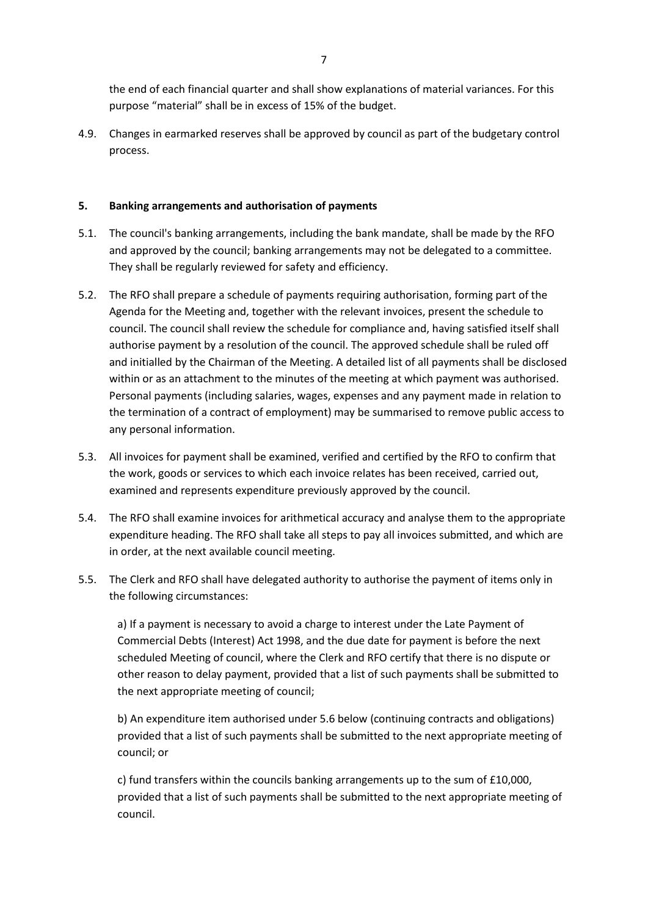the end of each financial quarter and shall show explanations of material variances. For this purpose "material" shall be in excess of 15% of the budget.

4.9. Changes in earmarked reserves shall be approved by council as part of the budgetary control process.

## 5. Banking arrangements and authorisation of payments

5.1. The council's banking arrangements, including the bank mandate, shall be made by the RFO and approved by the council; banking arrangements may not be delegated to a committee. They shall be regularly reviewed for safety and efficiency.

5.2. The RFO shall prepare a schedule of payments requiring authorisation, forming part of the Agenda for the Meeting and, together with the relevant invoices, present the schedule to council. The council shall review the schedule for compliance and, having satisfied itself shall authorise payment by a resolution of the council. The approved schedule shall be ruled off and initialled by the Chairman of the Meeting. A detailed list of all payments shall be disclosed within or as an attachment to the minutes of the meeting at which payment was authorised. Personal payments (including salaries, wages, expenses and any payment made in relation to the termination of a contract of employment) may be summarised to remove public access to any personal information.

5.3. All invoices for payment shall be examined, verified and certified by the RFO to confirm that the work, goods or services to which each invoice relates has been received, carried out, examined and represents expenditure previously approved by the council.

5.4. The RFO shall examine invoices for arithmetical accuracy and analyse them to the appropriate expenditure heading. The RFO shall take all steps to pay all invoices submitted, and which are in order, at the next available council meeting.

5.5. The Clerk and RFO shall have delegated authority to authorise the payment of items only in the following circumstances:

a) If a payment is necessary to avoid a charge to interest under the Late Payment of Commercial Debts (Interest) Act 1998, and the due date for payment is before the next scheduled Meeting of council, where the Clerk and RFO certify that there is no dispute or other reason to delay payment, provided that a list of such payments shall be submitted to the next appropriate meeting of council;

b) An expenditure item authorised under 5.6 below (continuing contracts and obligations) provided that a list of such payments shall be submitted to the next appropriate meeting of council; or

c) fund transfers within the councils banking arrangements up to the sum of £10,000, provided that a list of such payments shall be submitted to the next appropriate meeting of council.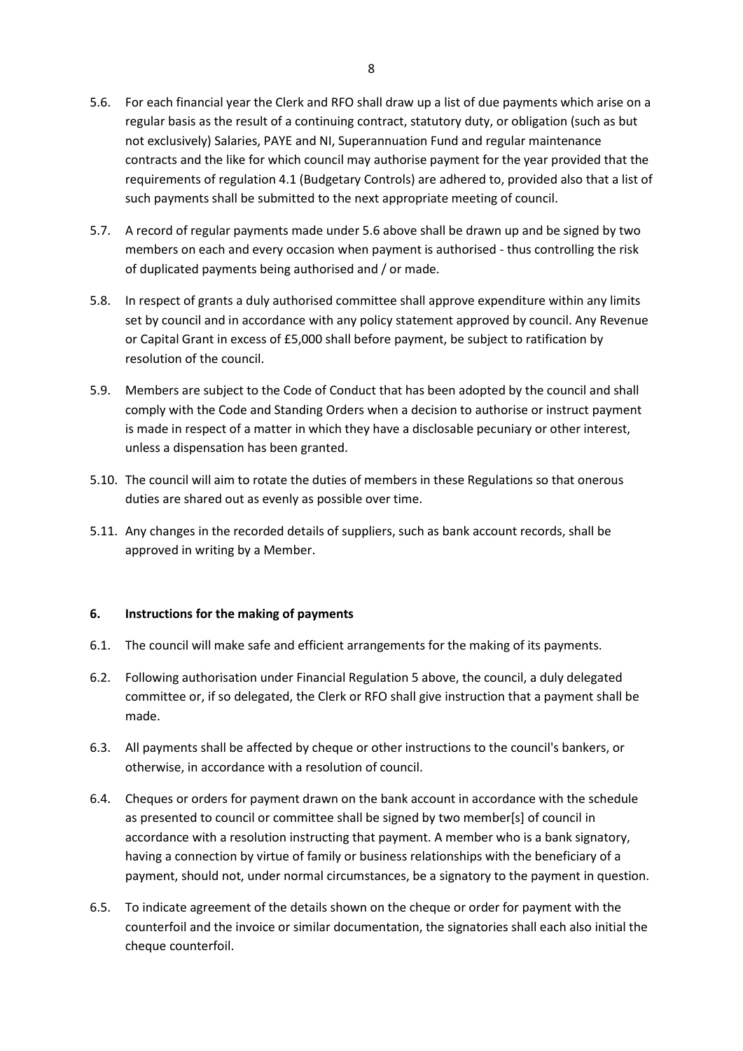5.6. For each financial year the Clerk and RFO shall draw up a list of due payments which arise on a regular basis as the result of a continuing contract, statutory duty, or obligation (such as but not exclusively) Salaries, PAYE and NI, Superannuation Fund and regular maintenance contracts and the like for which council may authorise payment for the year provided that the requirements of regulation 4.1 (Budgetary Controls) are adhered to, provided also that a list of such payments shall be submitted to the next appropriate meeting of council.

5.7. A record of regular payments made under 5.6 above shall be drawn up and be signed by two members on each and every occasion when payment is authorised - thus controlling the risk of duplicated payments being authorised and / or made.

5.8. In respect of grants a duly authorised committee shall approve expenditure within any limits set by council and in accordance with any policy statement approved by council. Any Revenue or Capital Grant in excess of £5,000 shall before payment, be subject to ratification by resolution of the council.

5.9. Members are subject to the Code of Conduct that has been adopted by the council and shall comply with the Code and Standing Orders when a decision to authorise or instruct payment is made in respect of a matter in which they have a disclosable pecuniary or other interest, unless a dispensation has been granted.

5.10. The council will aim to rotate the duties of members in these Regulations so that onerous duties are shared out as evenly as possible over time.

5.11. Any changes in the recorded details of suppliers, such as bank account records, shall be approved in writing by a Member.

## 6. Instructions for the making of payments

6.1. The council will make safe and efficient arrangements for the making of its payments.

6.2. Following authorisation under Financial Regulation 5 above, the council, a duly delegated committee or, if so delegated, the Clerk or RFO shall give instruction that a payment shall be made.

6.3. All payments shall be affected by cheque or other instructions to the council's bankers, or otherwise, in accordance with a resolution of council.

6.4. Cheques or orders for payment drawn on the bank account in accordance with the schedule as presented to council or committee shall be signed by two member[s] of council in accordance with a resolution instructing that payment. A member who is a bank signatory, having a connection by virtue of family or business relationships with the beneficiary of a payment, should not, under normal circumstances, be a signatory to the payment in question.

6.5. To indicate agreement of the details shown on the cheque or order for payment with the counterfoil and the invoice or similar documentation, the signatories shall each also initial the cheque counterfoil.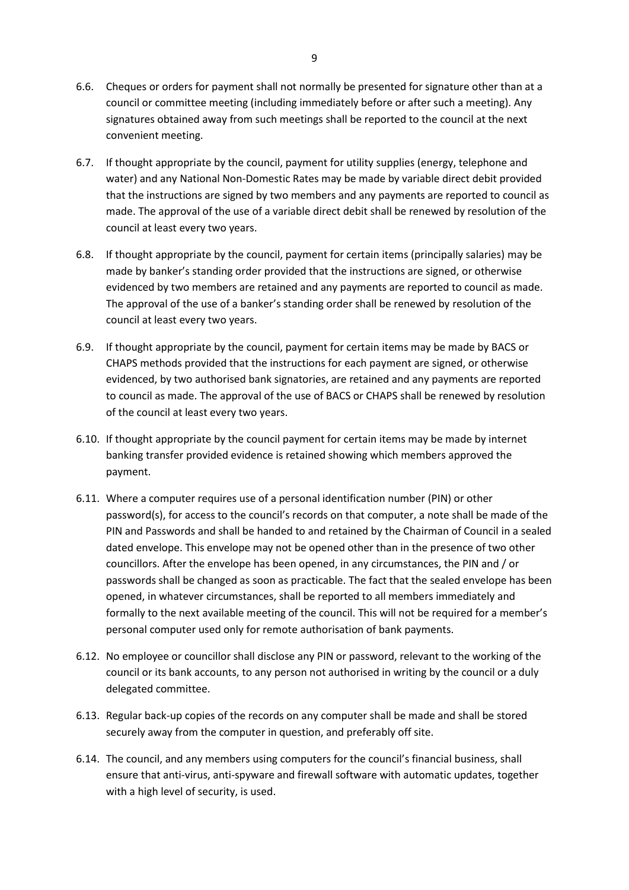6.6. Cheques or orders for payment shall not normally be presented for signature other than at a council or committee meeting (including immediately before or after such a meeting). Any signatures obtained away from such meetings shall be reported to the council at the next convenient meeting.

6.7. If thought appropriate by the council, payment for utility supplies (energy, telephone and water) and any National Non-Domestic Rates may be made by variable direct debit provided that the instructions are signed by two members and any payments are reported to council as made. The approval of the use of a variable direct debit shall be renewed by resolution of the council at least every two years.

6.8. If thought appropriate by the council, payment for certain items (principally salaries) may be made by banker's standing order provided that the instructions are signed, or otherwise evidenced by two members are retained and any payments are reported to council as made. The approval of the use of a banker's standing order shall be renewed by resolution of the council at least every two years.

6.9. If thought appropriate by the council, payment for certain items may be made by BACS or CHAPS methods provided that the instructions for each payment are signed, or otherwise evidenced, by two authorised bank signatories, are retained and any payments are reported to council as made. The approval of the use of BACS or CHAPS shall be renewed by resolution of the council at least every two years.

6.10. If thought appropriate by the council payment for certain items may be made by internet banking transfer provided evidence is retained showing which members approved the payment.

6.11. Where a computer requires use of a personal identification number (PIN) or other password(s), for access to the council's records on that computer, a note shall be made of the PIN and Passwords and shall be handed to and retained by the Chairman of Council in a sealed dated envelope. This envelope may not be opened other than in the presence of two other councillors. After the envelope has been opened, in any circumstances, the PIN and / or passwords shall be changed as soon as practicable. The fact that the sealed envelope has been opened, in whatever circumstances, shall be reported to all members immediately and formally to the next available meeting of the council. This will not be required for a member's personal computer used only for remote authorisation of bank payments.

6.12. No employee or councillor shall disclose any PIN or password, relevant to the working of the council or its bank accounts, to any person not authorised in writing by the council or a duly delegated committee.

6.13. Regular back-up copies of the records on any computer shall be made and shall be stored securely away from the computer in question, and preferably off site.

6.14. The council, and any members using computers for the council's financial business, shall ensure that anti-virus, anti-spyware and firewall software with automatic updates, together with a high level of security, is used.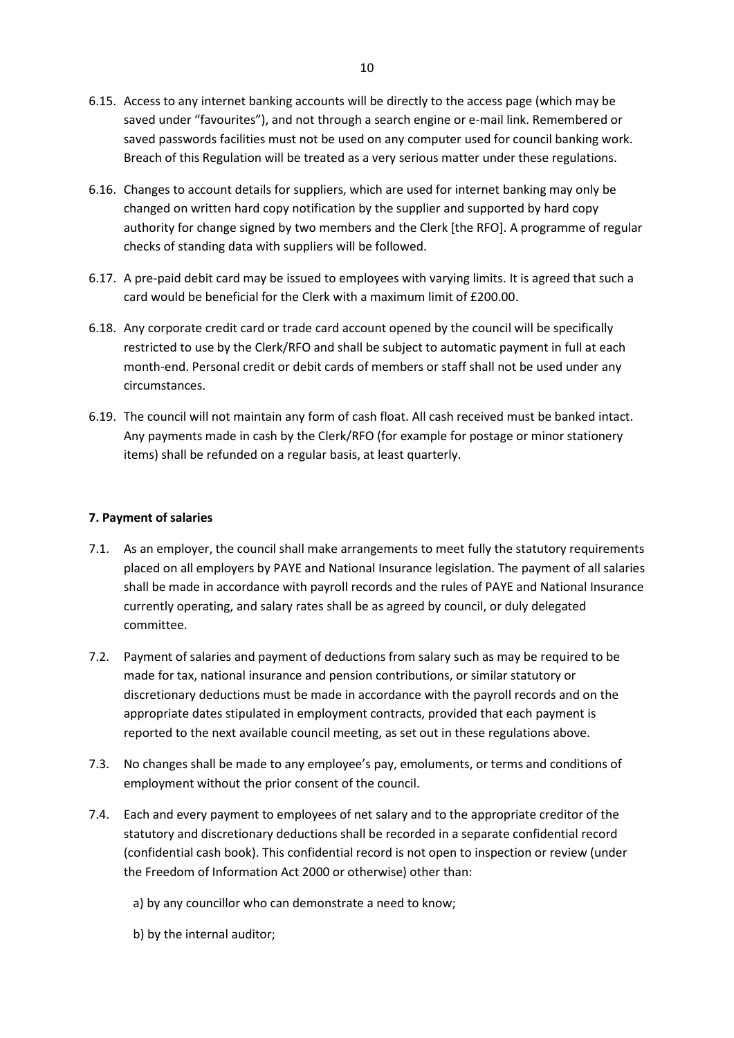6.15. Access to any internet banking accounts will be directly to the access page (which may be saved under "favourites"), and not through a search engine or e-mail link. Remembered or saved passwords facilities must not be used on any computer used for council banking work. Breach of this Regulation will be treated as a very serious matter under these regulations.

6.16. Changes to account details for suppliers, which are used for internet banking may only be changed on written hard copy notification by the supplier and supported by hard copy authority for change signed by two members and the Clerk [the RFO]. A programme of regular checks of standing data with suppliers will be followed.

6.17. A pre-paid debit card may be issued to employees with varying limits. It is agreed that such a card would be beneficial for the Clerk with a maximum limit of £200.00.

6.18. Any corporate credit card or trade card account opened by the council will be specifically restricted to use by the Clerk/RFO and shall be subject to automatic payment in full at each month-end. Personal credit or debit cards of members or staff shall not be used under any circumstances.

6.19. The council will not maintain any form of cash float. All cash received must be banked intact. Any payments made in cash by the Clerk/RFO (for example for postage or minor stationery items) shall be refunded on a regular basis, at least quarterly.

**7. Payment of salaries**

7.1. As an employer, the council shall make arrangements to meet fully the statutory requirements placed on all employers by PAYE and National Insurance legislation. The payment of all salaries shall be made in accordance with payroll records and the rules of PAYE and National Insurance currently operating, and salary rates shall be as agreed by council, or duly delegated committee.

7.2. Payment of salaries and payment of deductions from salary such as may be required to be made for tax, national insurance and pension contributions, or similar statutory or discretionary deductions must be made in accordance with the payroll records and on the appropriate dates stipulated in employment contracts, provided that each payment is reported to the next available council meeting, as set out in these regulations above.

7.3. No changes shall be made to any employee's pay, emoluments, or terms and conditions of employment without the prior consent of the council.

7.4. Each and every payment to employees of net salary and to the appropriate creditor of the statutory and discretionary deductions shall be recorded in a separate confidential record (confidential cash book). This confidential record is not open to inspection or review (under the Freedom of Information Act 2000 or otherwise) other than:

a) by any councillor who can demonstrate a need to know;

b) by the internal auditor;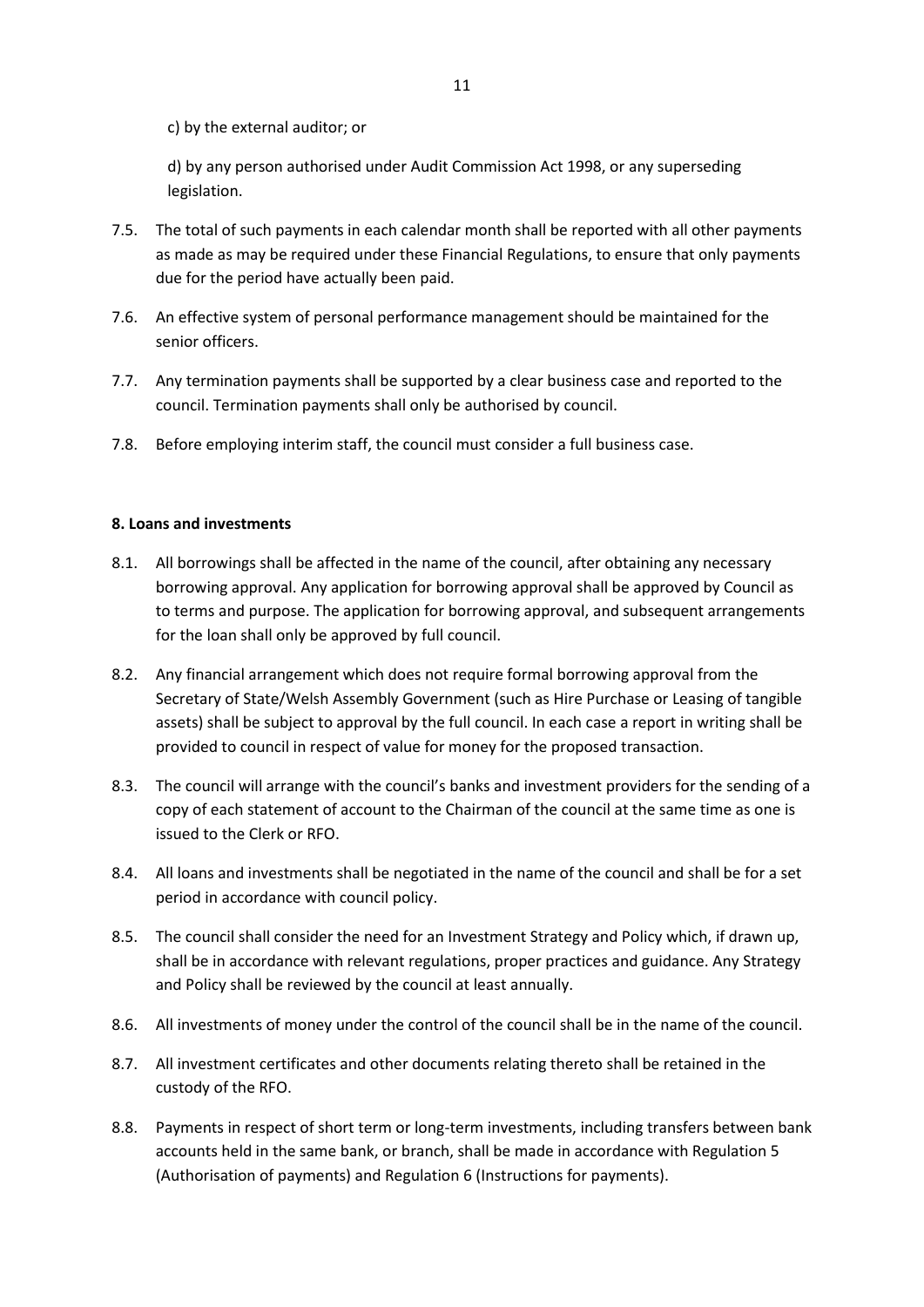c) by the external auditor; or

d) by any person authorised under Audit Commission Act 1998, or any superseding legislation.

7.5. The total of such payments in each calendar month shall be reported with all other payments as made as may be required under these Financial Regulations, to ensure that only payments due for the period have actually been paid.

7.6. An effective system of personal performance management should be maintained for the senior officers.

7.7. Any termination payments shall be supported by a clear business case and reported to the council. Termination payments shall only be authorised by council.

7.8. Before employing interim staff, the council must consider a full business case.

**8. Loans and investments**

8.1. All borrowings shall be affected in the name of the council, after obtaining any necessary borrowing approval. Any application for borrowing approval shall be approved by Council as to terms and purpose. The application for borrowing approval, and subsequent arrangements for the loan shall only be approved by full council.

8.2. Any financial arrangement which does not require formal borrowing approval from the Secretary of State/Welsh Assembly Government (such as Hire Purchase or Leasing of tangible assets) shall be subject to approval by the full council. In each case a report in writing shall be provided to council in respect of value for money for the proposed transaction.

8.3. The council will arrange with the council's banks and investment providers for the sending of a copy of each statement of account to the Chairman of the council at the same time as one is issued to the Clerk or RFO.

8.4. All loans and investments shall be negotiated in the name of the council and shall be for a set period in accordance with council policy.

8.5. The council shall consider the need for an Investment Strategy and Policy which, if drawn up, shall be in accordance with relevant regulations, proper practices and guidance. Any Strategy and Policy shall be reviewed by the council at least annually.

8.6. All investments of money under the control of the council shall be in the name of the council.

8.7. All investment certificates and other documents relating thereto shall be retained in the custody of the RFO.

8.8. Payments in respect of short term or long-term investments, including transfers between bank accounts held in the same bank, or branch, shall be made in accordance with Regulation 5 (Authorisation of payments) and Regulation 6 (Instructions for payments).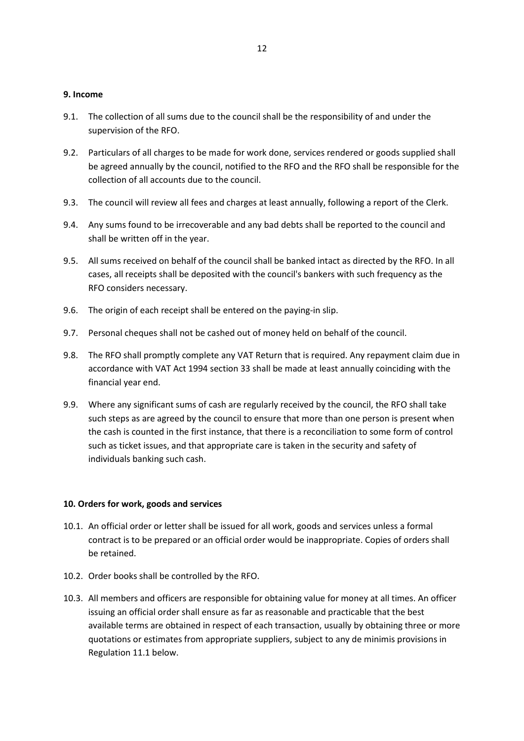**9. Income**

9.1. The collection of all sums due to the council shall be the responsibility of and under the supervision of the RFO.

9.2. Particulars of all charges to be made for work done, services rendered or goods supplied shall be agreed annually by the council, notified to the RFO and the RFO shall be responsible for the collection of all accounts due to the council.

9.3. The council will review all fees and charges at least annually, following a report of the Clerk.

9.4. Any sums found to be irrecoverable and any bad debts shall be reported to the council and shall be written off in the year.

9.5. All sums received on behalf of the council shall be banked intact as directed by the RFO. In all cases, all receipts shall be deposited with the council's bankers with such frequency as the RFO considers necessary.

9.6. The origin of each receipt shall be entered on the paying-in slip.

9.7. Personal cheques shall not be cashed out of money held on behalf of the council.

9.8. The RFO shall promptly complete any VAT Return that is required. Any repayment claim due in accordance with VAT Act 1994 section 33 shall be made at least annually coinciding with the financial year end.

9.9. Where any significant sums of cash are regularly received by the council, the RFO shall take such steps as are agreed by the council to ensure that more than one person is present when the cash is counted in the first instance, that there is a reconciliation to some form of control such as ticket issues, and that appropriate care is taken in the security and safety of individuals banking such cash.

**10. Orders for work, goods and services**

10.1. An official order or letter shall be issued for all work, goods and services unless a formal contract is to be prepared or an official order would be inappropriate. Copies of orders shall be retained.

10.2. Order books shall be controlled by the RFO.

10.3. All members and officers are responsible for obtaining value for money at all times. An officer issuing an official order shall ensure as far as reasonable and practicable that the best available terms are obtained in respect of each transaction, usually by obtaining three or more quotations or estimates from appropriate suppliers, subject to any de minimis provisions in Regulation 11.1 below.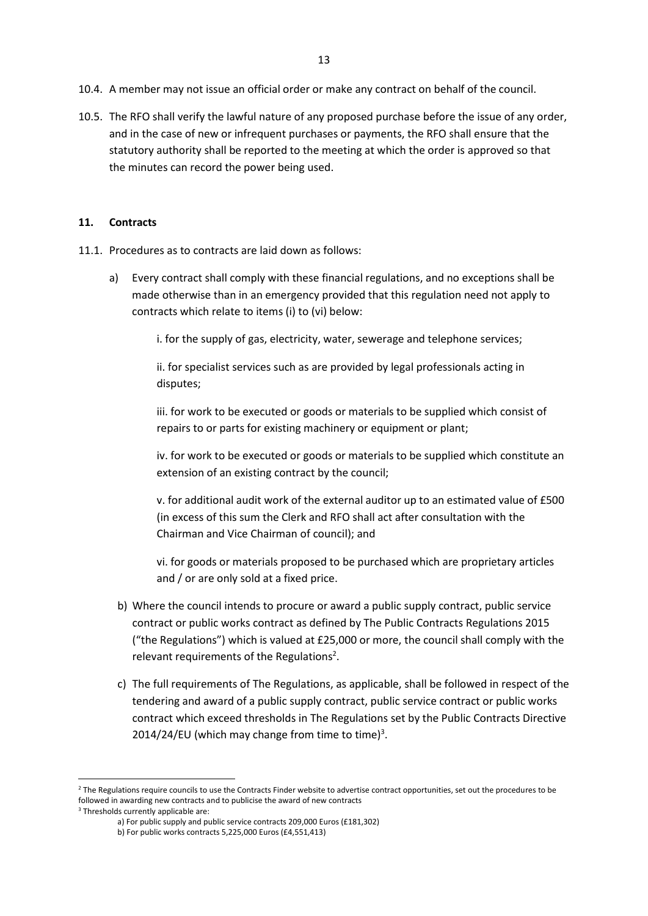10.4. A member may not issue an official order or make any contract on behalf of the council.

10.5. The RFO shall verify the lawful nature of any proposed purchase before the issue of any order, and in the case of new or infrequent purchases or payments, the RFO shall ensure that the statutory authority shall be reported to the meeting at which the order is approved so that the minutes can record the power being used.

## 11. Contracts

11.1. Procedures as to contracts are laid down as follows:

a) Every contract shall comply with these financial regulations, and no exceptions shall be made otherwise than in an emergency provided that this regulation need not apply to contracts which relate to items (i) to (vi) below:

i. for the supply of gas, electricity, water, sewerage and telephone services;

ii. for specialist services such as are provided by legal professionals acting in disputes;

iii. for work to be executed or goods or materials to be supplied which consist of repairs to or parts for existing machinery or equipment or plant;

iv. for work to be executed or goods or materials to be supplied which constitute an extension of an existing contract by the council;

v. for additional audit work of the external auditor up to an estimated value of £500 (in excess of this sum the Clerk and RFO shall act after consultation with the Chairman and Vice Chairman of council); and

vi. for goods or materials proposed to be purchased which are proprietary articles and / or are only sold at a fixed price.

b) Where the council intends to procure or award a public supply contract, public service contract or public works contract as defined by The Public Contracts Regulations 2015 ("the Regulations") which is valued at £25,000 or more, the council shall comply with the relevant requirements of the Regulations[2].

c) The full requirements of The Regulations, as applicable, shall be followed in respect of the tendering and award of a public supply contract, public service contract or public works contract which exceed thresholds in The Regulations set by the Public Contracts Directive 2014/24/EU (which may change from time to time)[3].

---

[2] The Regulations require councils to use the Contracts Finder website to advertise contract opportunities, set out the procedures to be followed in awarding new contracts and to publicise the award of new contracts

[3] Thresholds currently applicable are:

a) For public supply and public service contracts 209,000 Euros (£181,302)

b) For public works contracts 5,225,000 Euros (£4,551,413)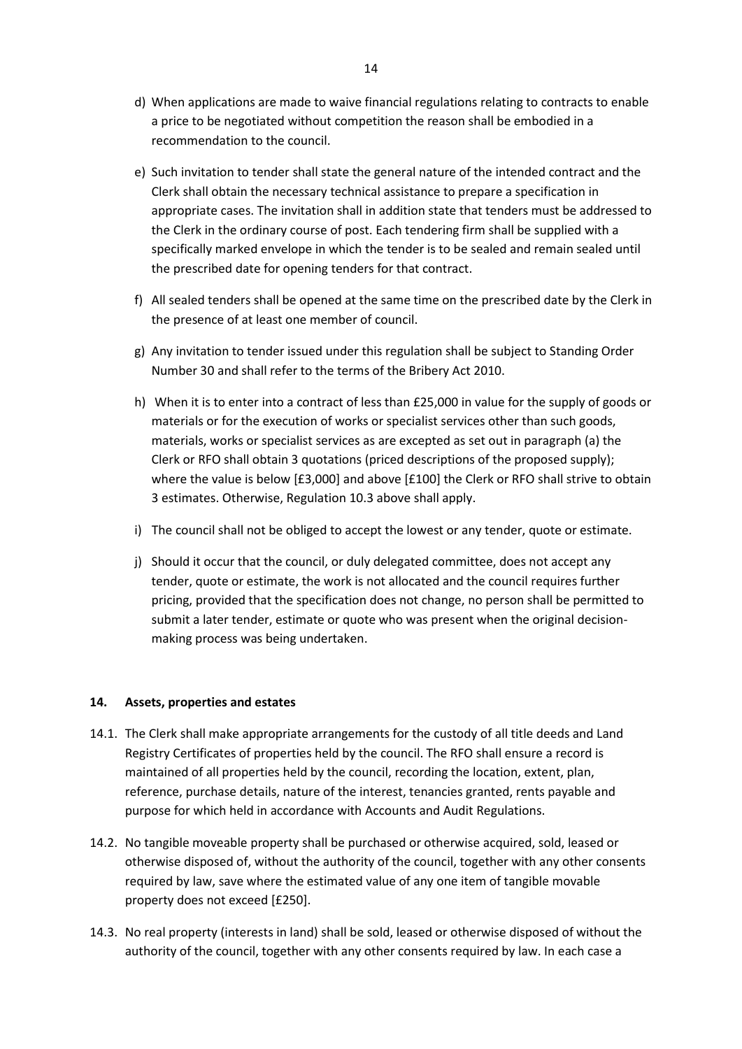d) When applications are made to waive financial regulations relating to contracts to enable a price to be negotiated without competition the reason shall be embodied in a recommendation to the council.

e) Such invitation to tender shall state the general nature of the intended contract and the Clerk shall obtain the necessary technical assistance to prepare a specification in appropriate cases. The invitation shall in addition state that tenders must be addressed to the Clerk in the ordinary course of post. Each tendering firm shall be supplied with a specifically marked envelope in which the tender is to be sealed and remain sealed until the prescribed date for opening tenders for that contract.

f) All sealed tenders shall be opened at the same time on the prescribed date by the Clerk in the presence of at least one member of council.

g) Any invitation to tender issued under this regulation shall be subject to Standing Order Number 30 and shall refer to the terms of the Bribery Act 2010.

h) When it is to enter into a contract of less than £25,000 in value for the supply of goods or materials or for the execution of works or specialist services other than such goods, materials, works or specialist services as are excepted as set out in paragraph (a) the Clerk or RFO shall obtain 3 quotations (priced descriptions of the proposed supply); where the value is below [£3,000] and above [£100] the Clerk or RFO shall strive to obtain 3 estimates. Otherwise, Regulation 10.3 above shall apply.

i) The council shall not be obliged to accept the lowest or any tender, quote or estimate.

j) Should it occur that the council, or duly delegated committee, does not accept any tender, quote or estimate, the work is not allocated and the council requires further pricing, provided that the specification does not change, no person shall be permitted to submit a later tender, estimate or quote who was present when the original decision-making process was being undertaken.

## 14. Assets, properties and estates

14.1. The Clerk shall make appropriate arrangements for the custody of all title deeds and Land Registry Certificates of properties held by the council. The RFO shall ensure a record is maintained of all properties held by the council, recording the location, extent, plan, reference, purchase details, nature of the interest, tenancies granted, rents payable and purpose for which held in accordance with Accounts and Audit Regulations.

14.2. No tangible moveable property shall be purchased or otherwise acquired, sold, leased or otherwise disposed of, without the authority of the council, together with any other consents required by law, save where the estimated value of any one item of tangible movable property does not exceed [£250].

14.3. No real property (interests in land) shall be sold, leased or otherwise disposed of without the authority of the council, together with any other consents required by law. In each case a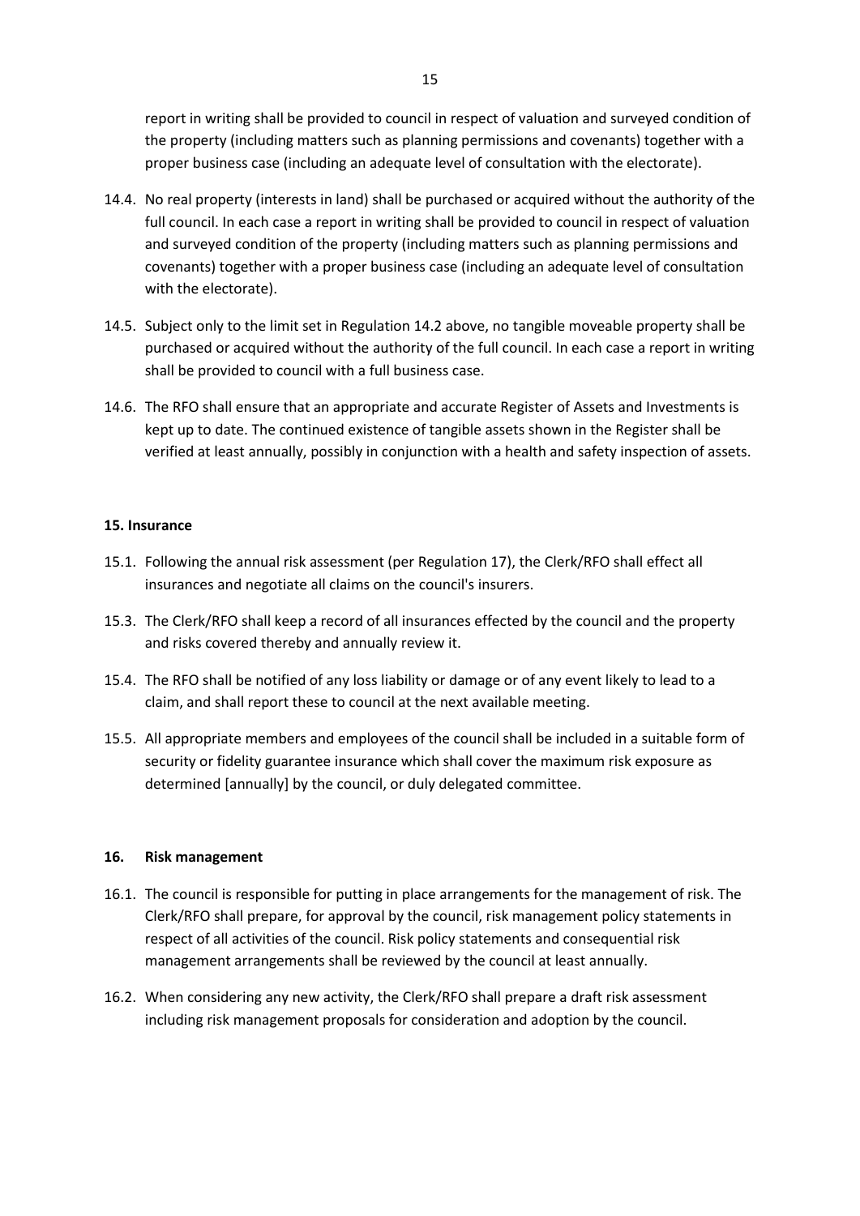report in writing shall be provided to council in respect of valuation and surveyed condition of the property (including matters such as planning permissions and covenants) together with a proper business case (including an adequate level of consultation with the electorate).

14.4. No real property (interests in land) shall be purchased or acquired without the authority of the full council. In each case a report in writing shall be provided to council in respect of valuation and surveyed condition of the property (including matters such as planning permissions and covenants) together with a proper business case (including an adequate level of consultation with the electorate).

14.5. Subject only to the limit set in Regulation 14.2 above, no tangible moveable property shall be purchased or acquired without the authority of the full council. In each case a report in writing shall be provided to council with a full business case.

14.6. The RFO shall ensure that an appropriate and accurate Register of Assets and Investments is kept up to date. The continued existence of tangible assets shown in the Register shall be verified at least annually, possibly in conjunction with a health and safety inspection of assets.

**15. Insurance**

15.1. Following the annual risk assessment (per Regulation 17), the Clerk/RFO shall effect all insurances and negotiate all claims on the council's insurers.

15.3. The Clerk/RFO shall keep a record of all insurances effected by the council and the property and risks covered thereby and annually review it.

15.4. The RFO shall be notified of any loss liability or damage or of any event likely to lead to a claim, and shall report these to council at the next available meeting.

15.5. All appropriate members and employees of the council shall be included in a suitable form of security or fidelity guarantee insurance which shall cover the maximum risk exposure as determined [annually] by the council, or duly delegated committee.

**16. Risk management**

16.1. The council is responsible for putting in place arrangements for the management of risk. The Clerk/RFO shall prepare, for approval by the council, risk management policy statements in respect of all activities of the council. Risk policy statements and consequential risk management arrangements shall be reviewed by the council at least annually.

16.2. When considering any new activity, the Clerk/RFO shall prepare a draft risk assessment including risk management proposals for consideration and adoption by the council.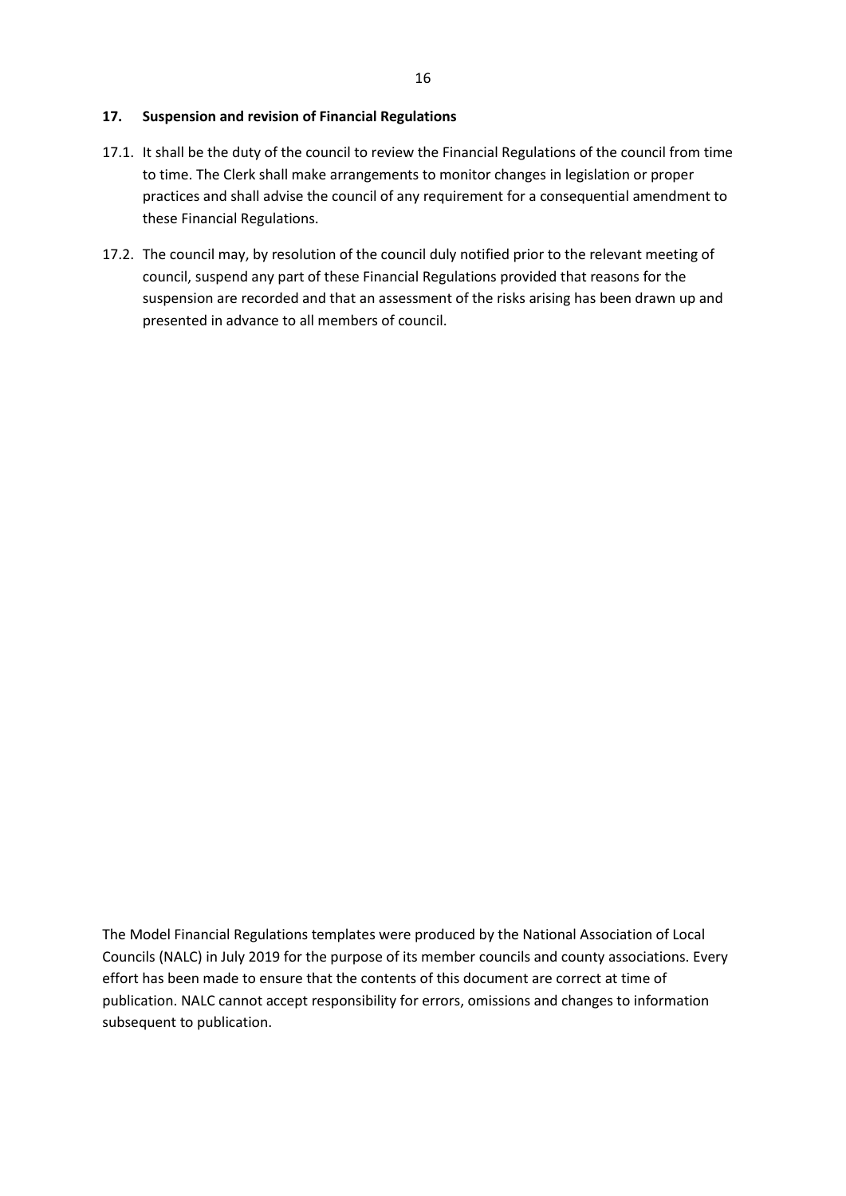## 17. Suspension and revision of Financial Regulations

17.1. It shall be the duty of the council to review the Financial Regulations of the council from time to time. The Clerk shall make arrangements to monitor changes in legislation or proper practices and shall advise the council of any requirement for a consequential amendment to these Financial Regulations.

17.2. The council may, by resolution of the council duly notified prior to the relevant meeting of council, suspend any part of these Financial Regulations provided that reasons for the suspension are recorded and that an assessment of the risks arising has been drawn up and presented in advance to all members of council.

The Model Financial Regulations templates were produced by the National Association of Local Councils (NALC) in July 2019 for the purpose of its member councils and county associations. Every effort has been made to ensure that the contents of this document are correct at time of publication. NALC cannot accept responsibility for errors, omissions and changes to information subsequent to publication.